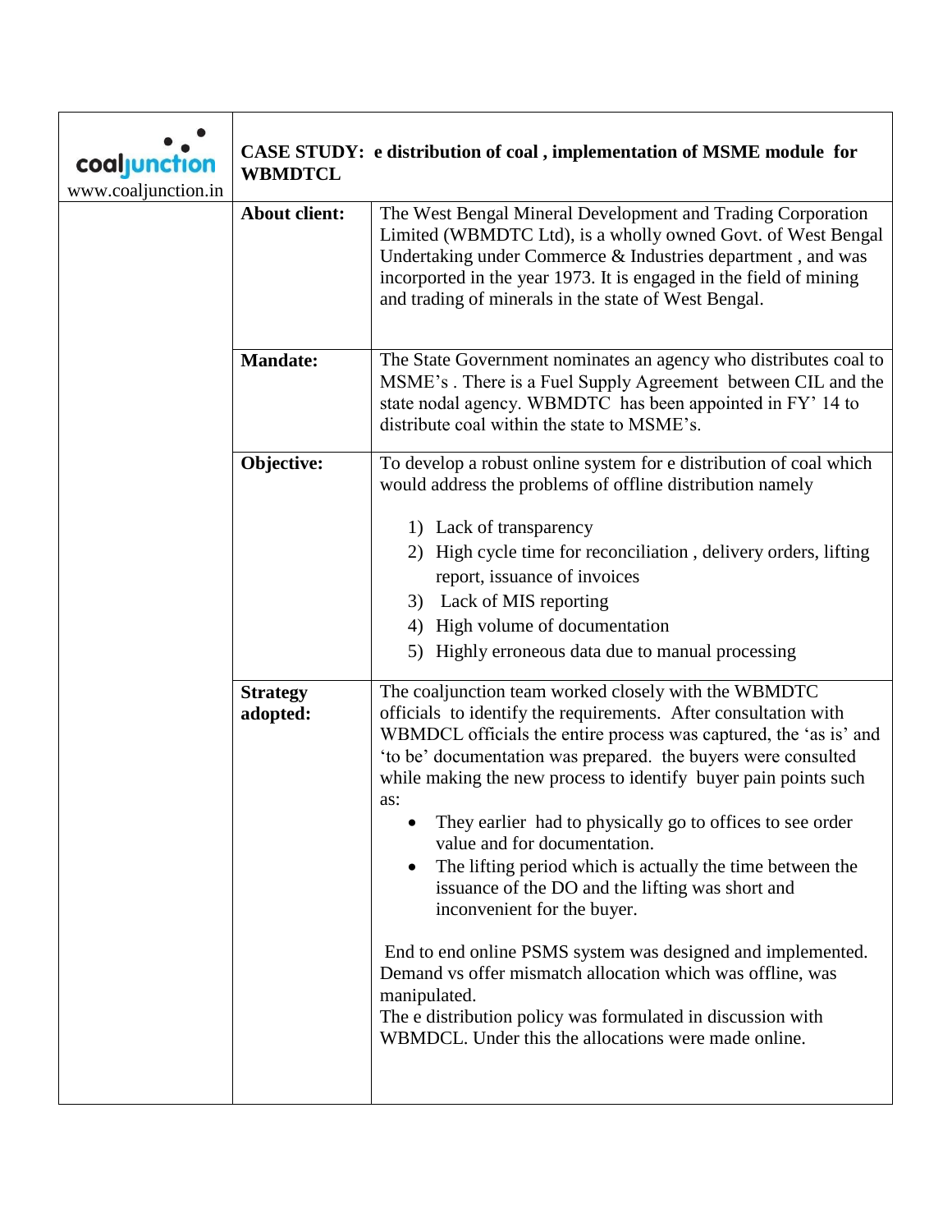coaljunction
www.coaljunction.in

# CASE STUDY: e distribution of coal , implementation of MSME module for WBMDTCL

| | |
|---|---|
| **About client:** | The West Bengal Mineral Development and Trading Corporation Limited (WBMDTC Ltd), is a wholly owned Govt. of West Bengal Undertaking under Commerce & Industries department , and was incorporated in the year 1973. It is engaged in the field of mining and trading of minerals in the state of West Bengal. |
| **Mandate:** | The State Government nominates an agency who distributes coal to MSME's . There is a Fuel Supply Agreement between CIL and the state nodal agency. WBMDTC has been appointed in FY' 14 to distribute coal within the state to MSME's. |
| **Objective:** | To develop a robust online system for e distribution of coal which would address the problems of offline distribution namely<br><br>1) Lack of transparency<br>2) High cycle time for reconciliation , delivery orders, lifting report, issuance of invoices<br>3) Lack of MIS reporting<br>4) High volume of documentation<br>5) Highly erroneous data due to manual processing |
| **Strategy adopted:** | The coaljunction team worked closely with the WBMDTC officials to identify the requirements. After consultation with WBMDCL officials the entire process was captured, the 'as is' and 'to be' documentation was prepared. the buyers were consulted while making the new process to identify buyer pain points such as:<br><br>• They earlier had to physically go to offices to see order value and for documentation.<br>• The lifting period which is actually the time between the issuance of the DO and the lifting was short and inconvenient for the buyer.<br><br>End to end online PSMS system was designed and implemented. Demand vs offer mismatch allocation which was offline, was manipulated.<br>The e distribution policy was formulated in discussion with WBMDCL. Under this the allocations were made online. |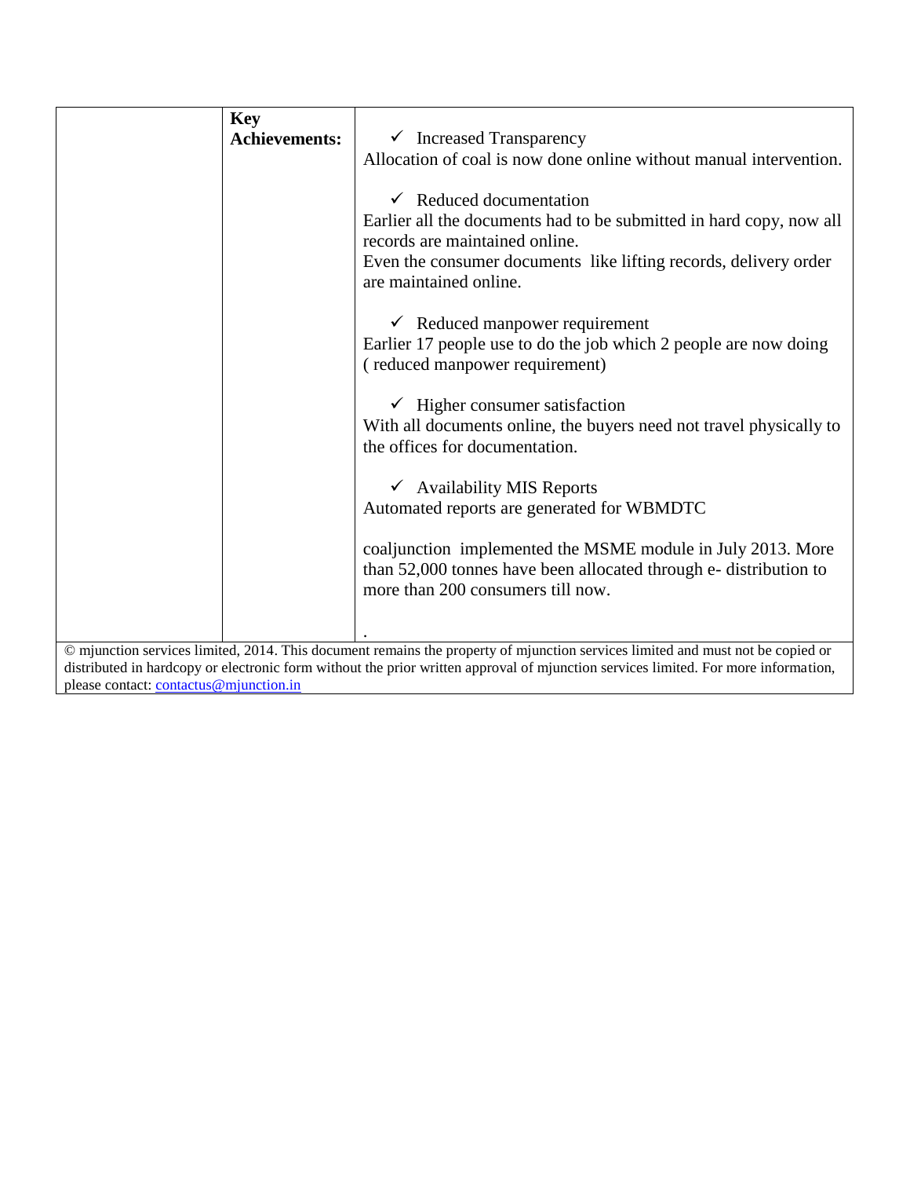| | | |
|---|---|---|
| | **Key Achievements:** | ✓ Increased Transparency<br>Allocation of coal is now done online without manual intervention.<br><br>✓ Reduced documentation<br>Earlier all the documents had to be submitted in hard copy, now all records are maintained online.<br>Even the consumer documents like lifting records, delivery order are maintained online.<br><br>✓ Reduced manpower requirement<br>Earlier 17 people use to do the job which 2 people are now doing ( reduced manpower requirement)<br><br>✓ Higher consumer satisfaction<br>With all documents online, the buyers need not travel physically to the offices for documentation.<br><br>✓ Availability MIS Reports<br>Automated reports are generated for WBMDTC<br><br>coaljunction implemented the MSME module in July 2013. More than 52,000 tonnes have been allocated through e- distribution to more than 200 consumers till now.<br><br>. |

© mjunction services limited, 2014. This document remains the property of mjunction services limited and must not be copied or distributed in hardcopy or electronic form without the prior written approval of mjunction services limited. For more information, please contact: contactus@mjunction.in